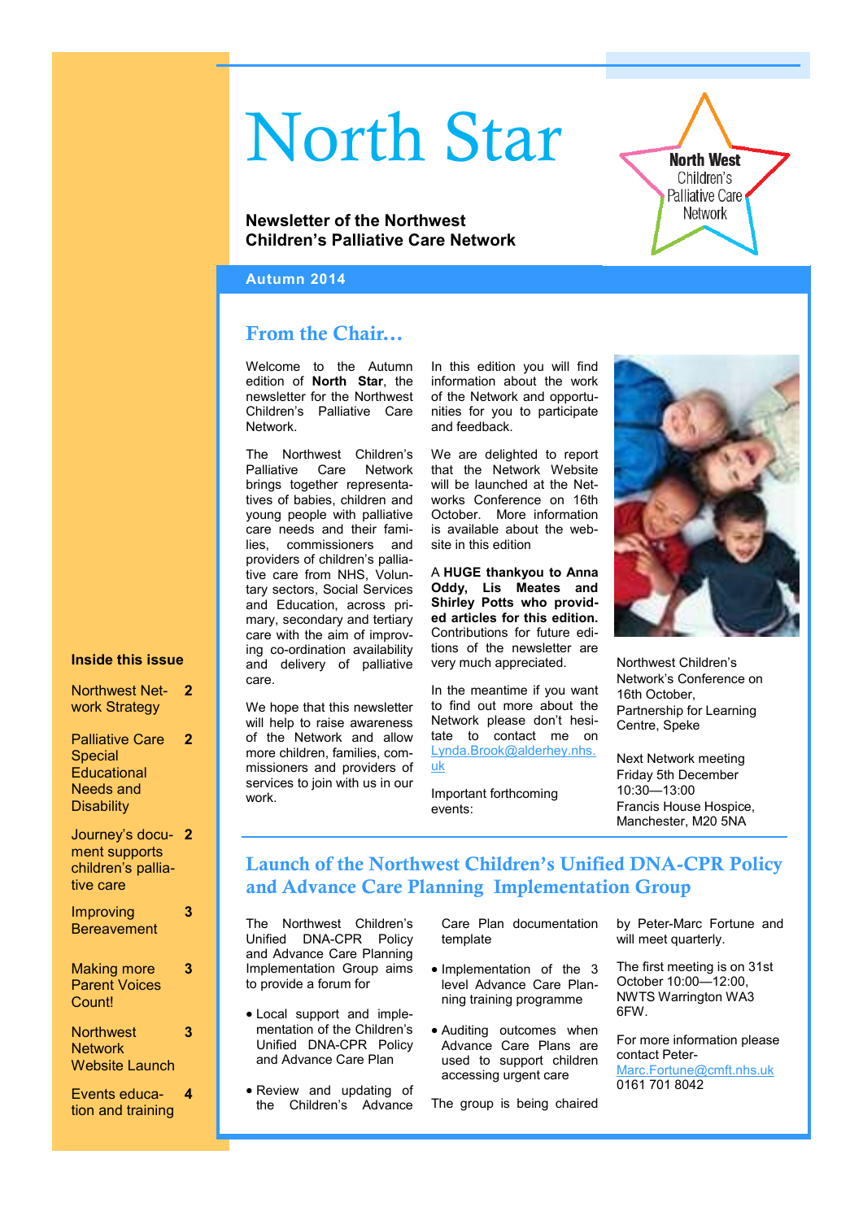# North Star

**Newsletter of the Northwest Children's Palliative Care Network**

North West Children's Palliative Care Network

Autumn 2014

## From the Chair…

Welcome to the Autumn edition of **North Star**, the newsletter for the Northwest Children's Palliative Care Network.

The Northwest Children's Palliative Care Network brings together representatives of babies, children and young people with palliative care needs and their families, commissioners and providers of children's palliative care from NHS, Voluntary sectors, Social Services and Education, across primary, secondary and tertiary care with the aim of improving co-ordination availability and delivery of palliative care.

We hope that this newsletter will help to raise awareness of the Network and allow more children, families, commissioners and providers of services to join with us in our work.

In this edition you will find information about the work of the Network and opportunities for you to participate and feedback.

We are delighted to report that the Network Website will be launched at the Networks Conference on 16th October. More information is available about the website in this edition

A **HUGE thankyou to Anna Oddy, Lis Meates and Shirley Potts who provided articles for this edition.** Contributions for future editions of the newsletter are very much appreciated.

In the meantime if you want to find out more about the Network please don't hesitate to contact me on [Lynda.Brook@alderhey.nhs.uk](mailto:Lynda.Brook@alderhey.nhs.uk)

Important forthcoming events:

Northwest Children's Network's Conference on 16th October, Partnership for Learning Centre, Speke

Next Network meeting Friday 5th December 10:30—13:00 Francis House Hospice, Manchester, M20 5NA

## Launch of the Northwest Children's Unified DNA-CPR Policy and Advance Care Planning Implementation Group

The Northwest Children's Unified DNA-CPR Policy and Advance Care Planning Implementation Group aims to provide a forum for

- Local support and implementation of the Children's Unified DNA-CPR Policy and Advance Care Plan
- Review and updating of the Children's Advance Care Plan documentation template
- Implementation of the 3 level Advance Care Planning training programme
- Auditing outcomes when Advance Care Plans are used to support children accessing urgent care

The group is being chaired by Peter-Marc Fortune and will meet quarterly.

The first meeting is on 31st October 10:00—12:00, NWTS Warrington WA3 6FW.

For more information please contact Peter-[Marc.Fortune@cmft.nhs.uk](mailto:Marc.Fortune@cmft.nhs.uk) 0161 701 8042

### Inside this issue

| | |
|---|---|
| Northwest Network Strategy | 2 |
| Palliative Care Special Educational Needs and Disability | 2 |
| Journey's document supports children's palliative care | 2 |
| Improving Bereavement | 3 |
| Making more Parent Voices Count! | 3 |
| Northwest Network Website Launch | 3 |
| Events education and training | 4 |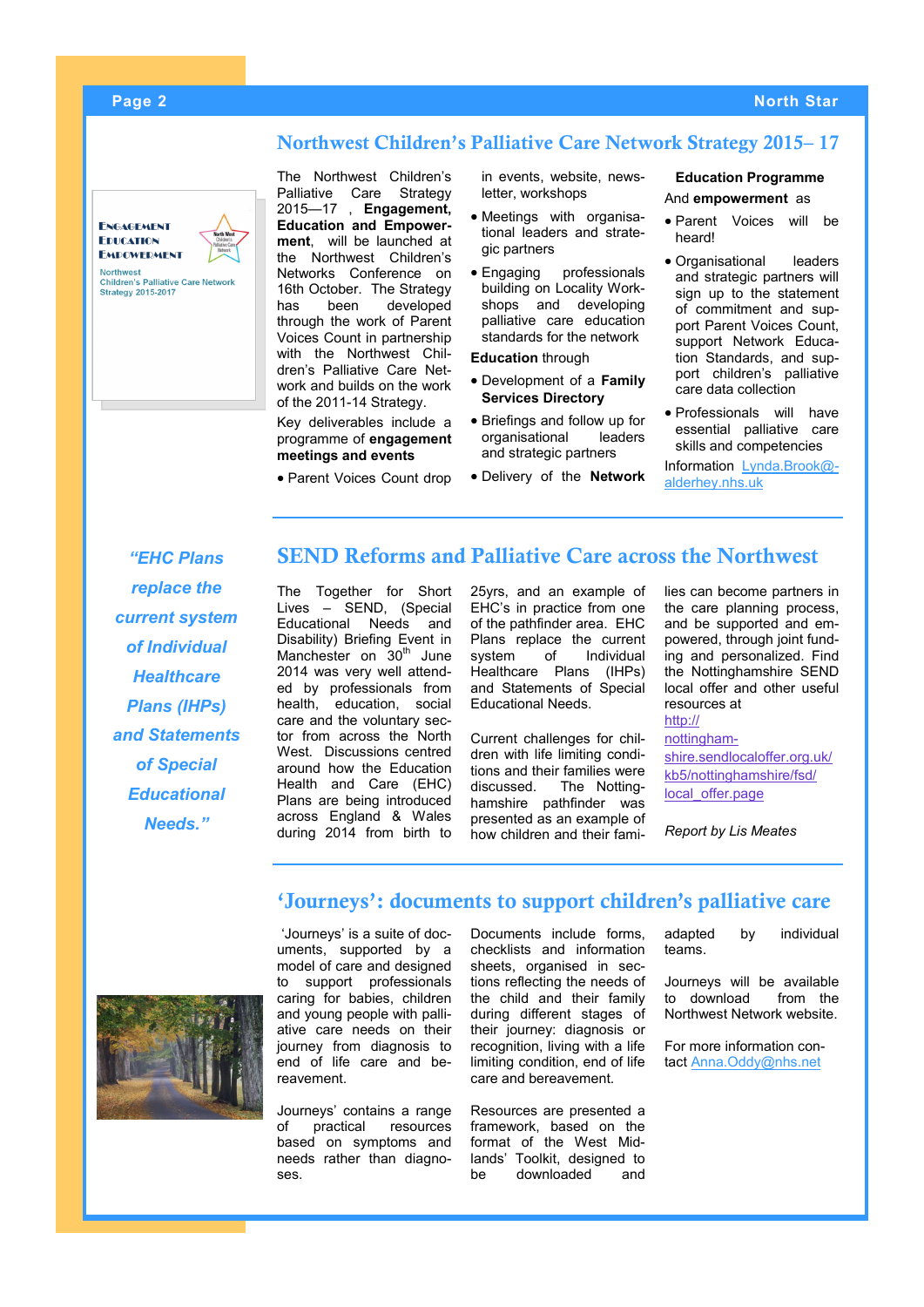## Northwest Children's Palliative Care Network Strategy 2015– 17

The Northwest Children's Palliative Care Strategy 2015—17 , **Engagement, Education and Empowerment**, will be launched at the Northwest Children's Networks Conference on 16th October. The Strategy has been developed through the work of Parent Voices Count in partnership with the Northwest Children's Palliative Care Network and builds on the work of the 2011-14 Strategy.

Key deliverables include a programme of **engagement meetings and events**

- Parent Voices Count drop in events, website, newsletter, workshops
- Meetings with organisational leaders and strategic partners
- Engaging professionals building on Locality Workshops and developing palliative care education standards for the network

**Education** through

- Development of a **Family Services Directory**
- Briefings and follow up for organisational leaders and strategic partners
- Delivery of the **Network Education Programme**

And **empowerment** as

- Parent Voices will be heard!
- Organisational leaders and strategic partners will sign up to the statement of commitment and support Parent Voices Count, support Network Education Standards, and support children's palliative care data collection
- Professionals will have essential palliative care skills and competencies

Information Lynda.Brook@alderhey.nhs.uk

## SEND Reforms and Palliative Care across the Northwest

*"EHC Plans replace the current system of Individual Healthcare Plans (IHPs) and Statements of Special Educational Needs."*

The Together for Short Lives – SEND, (Special Educational Needs and Disability) Briefing Event in Manchester on 30th June 2014 was very well attended by professionals from health, education, social care and the voluntary sector from across the North West. Discussions centred around how the Education Health and Care (EHC) Plans are being introduced across England & Wales during 2014 from birth to 25yrs, and an example of EHC's in practice from one of the pathfinder area. EHC Plans replace the current system of Individual Healthcare Plans (IHPs) and Statements of Special Educational Needs.

Current challenges for children with life limiting conditions and their families were discussed. The Nottinghamshire pathfinder was presented as an example of how children and their families can become partners in the care planning process, and be supported and empowered, through joint funding and personalized. Find the Nottinghamshire SEND local offer and other useful resources at http://nottinghamshire.sendlocaloffer.org.uk/kb5/nottinghamshire/fsd/local_offer.page

*Report by Lis Meates*

## 'Journeys': documents to support children's palliative care

'Journeys' is a suite of documents, supported by a model of care and designed to support professionals caring for babies, children and young people with palliative care needs on their journey from diagnosis to end of life care and bereavement.

Journeys' contains a range of practical resources based on symptoms and needs rather than diagnoses.

Documents include forms, checklists and information sheets, organised in sections reflecting the needs of the child and their family during different stages of their journey: diagnosis or recognition, living with a life limiting condition, end of life care and bereavement.

Resources are presented a framework, based on the format of the West Midlands' Toolkit, designed to be downloaded and adapted by individual teams.

Journeys will be available to download from the Northwest Network website.

For more information contact Anna.Oddy@nhs.net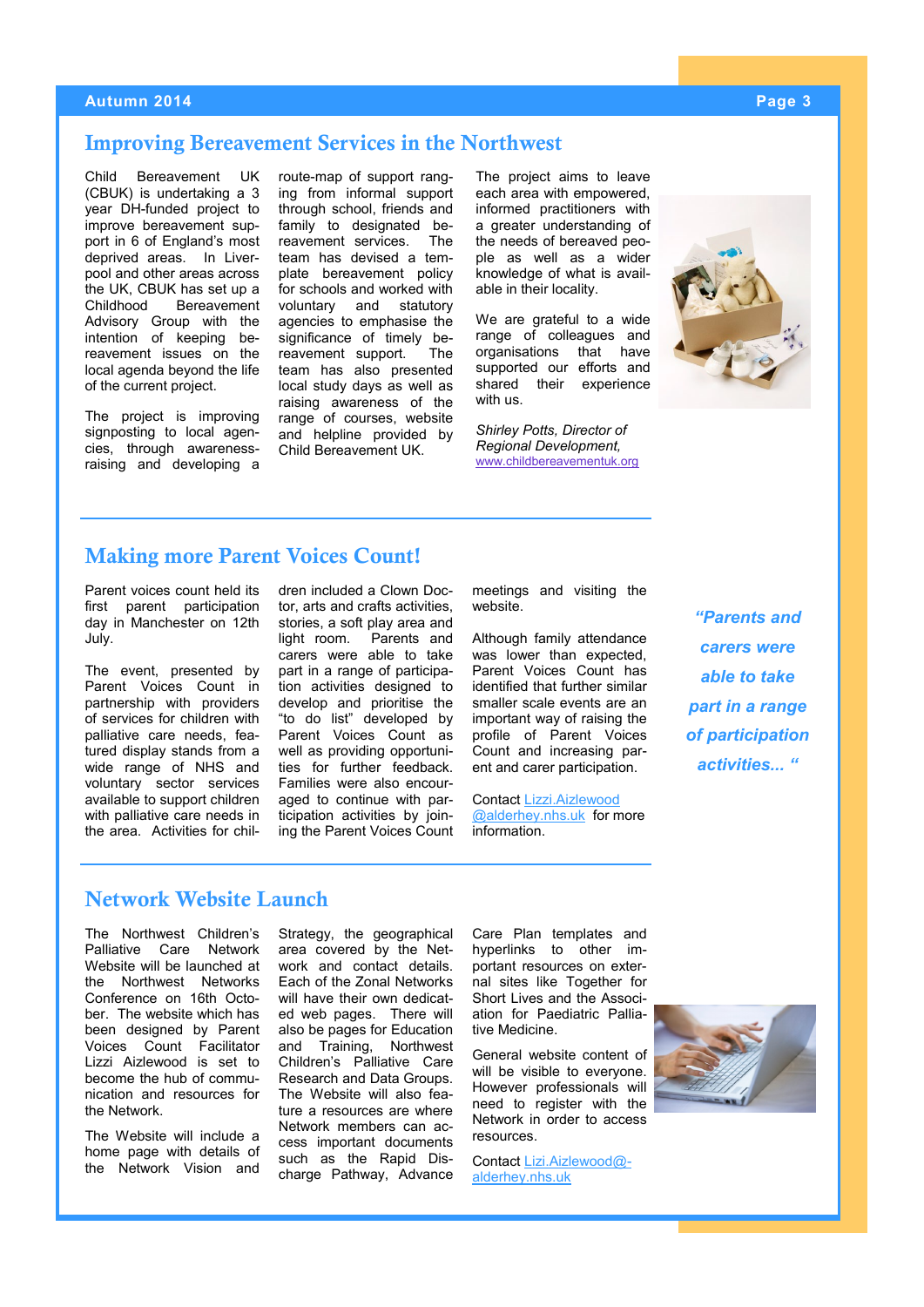## Improving Bereavement Services in the Northwest

Child Bereavement UK (CBUK) is undertaking a 3 year DH-funded project to improve bereavement support in 6 of England's most deprived areas. In Liverpool and other areas across the UK, CBUK has set up a Childhood Bereavement Advisory Group with the intention of keeping bereavement issues on the local agenda beyond the life of the current project.

The project is improving signposting to local agencies, through awareness-raising and developing a route-map of support ranging from informal support through school, friends and family to designated bereavement services. The team has devised a template bereavement policy for schools and worked with voluntary and statutory agencies to emphasise the significance of timely bereavement support. The team has also presented local study days as well as raising awareness of the range of courses, website and helpline provided by Child Bereavement UK.

The project aims to leave each area with empowered, informed practitioners with a greater understanding of the needs of bereaved people as well as a wider knowledge of what is available in their locality.

We are grateful to a wide range of colleagues and organisations that have supported our efforts and shared their experience with us.

*Shirley Potts, Director of Regional Development,*
www.childbereavementuk.org

## Making more Parent Voices Count!

Parent voices count held its first parent participation day in Manchester on 12th July.

The event, presented by Parent Voices Count in partnership with providers of services for children with palliative care needs, featured display stands from a wide range of NHS and voluntary sector services available to support children with palliative care needs in the area. Activities for children included a Clown Doctor, arts and crafts activities, stories, a soft play area and light room. Parents and carers were able to take part in a range of participation activities designed to develop and prioritise the "to do list" developed by Parent Voices Count as well as providing opportunities for further feedback. Families were also encouraged to continue with participation activities by joining the Parent Voices Count meetings and visiting the website.

Although family attendance was lower than expected, Parent Voices Count has identified that further similar smaller scale events are an important way of raising the profile of Parent Voices Count and increasing parent and carer participation.

Contact Lizzi.Aizlewood@alderhey.nhs.uk for more information.

***"Parents and carers were able to take part in a range of participation activities... "***

## Network Website Launch

The Northwest Children's Palliative Care Network Website will be launched at the Northwest Networks Conference on 16th October. The website which has been designed by Parent Voices Count Facilitator Lizzi Aizlewood is set to become the hub of communication and resources for the Network.

The Website will include a home page with details of the Network Vision and Strategy, the geographical area covered by the Network and contact details. Each of the Zonal Networks will have their own dedicated web pages. There will also be pages for Education and Training, Northwest Children's Palliative Care Research and Data Groups. The Website will also feature a resources are where Network members can access important documents such as the Rapid Discharge Pathway, Advance Care Plan templates and hyperlinks to other important resources on external sites like Together for Short Lives and the Association for Paediatric Palliative Medicine.

General website content of will be visible to everyone. However professionals will need to register with the Network in order to access resources.

Contact Lizi.Aizlewood@alderhey.nhs.uk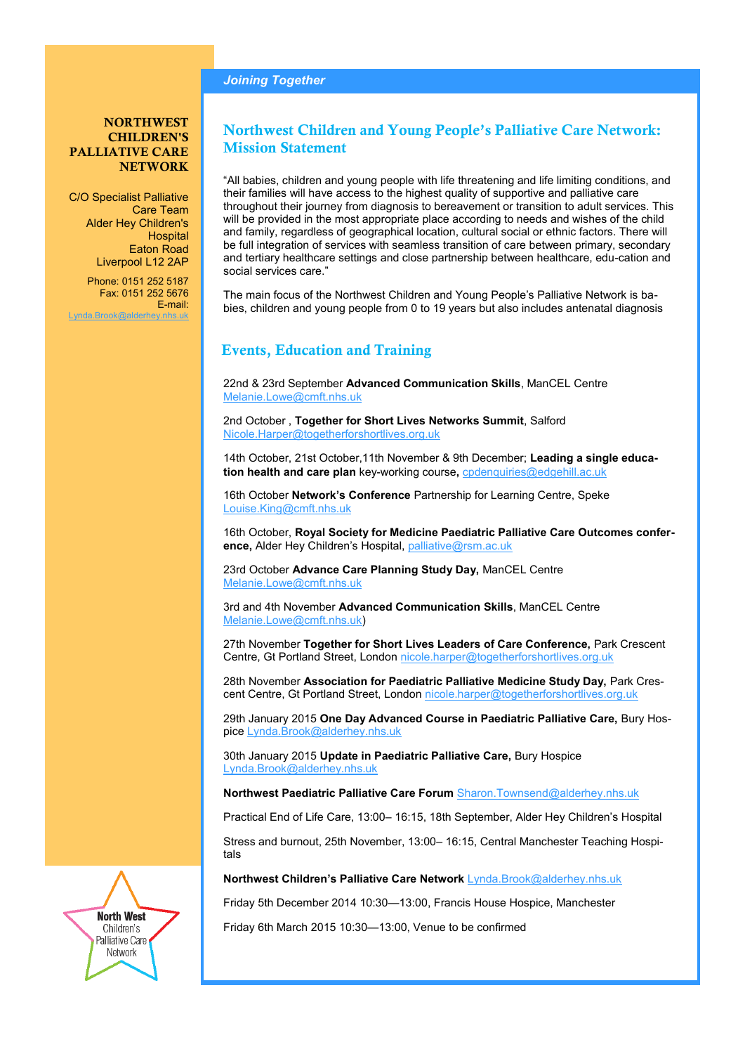*Joining Together*

**NORTHWEST CHILDREN'S PALLIATIVE CARE NETWORK**

C/O Specialist Palliative Care Team
Alder Hey Children's Hospital
Eaton Road
Liverpool L12 2AP

Phone: 0151 252 5187
Fax: 0151 252 5676
E-mail:
Lynda.Brook@alderhey.nhs.uk

## Northwest Children and Young People's Palliative Care Network: Mission Statement

"All babies, children and young people with life threatening and life limiting conditions, and their families will have access to the highest quality of supportive and palliative care throughout their journey from diagnosis to bereavement or transition to adult services. This will be provided in the most appropriate place according to needs and wishes of the child and family, regardless of geographical location, cultural social or ethnic factors. There will be full integration of services with seamless transition of care between primary, secondary and tertiary healthcare settings and close partnership between healthcare, edu-cation and social services care."

The main focus of the Northwest Children and Young People's Palliative Network is babies, children and young people from 0 to 19 years but also includes antenatal diagnosis

## Events, Education and Training

22nd & 23rd September **Advanced Communication Skills**, ManCEL Centre
Melanie.Lowe@cmft.nhs.uk

2nd October , **Together for Short Lives Networks Summit**, Salford
Nicole.Harper@togetherforshortlives.org.uk

14th October, 21st October,11th November & 9th December; **Leading a single education health and care plan** key-working course**,** cpdenquiries@edgehill.ac.uk

16th October **Network's Conference** Partnership for Learning Centre, Speke
Louise.King@cmft.nhs.uk

16th October, **Royal Society for Medicine Paediatric Palliative Care Outcomes conference,** Alder Hey Children's Hospital, palliative@rsm.ac.uk

23rd October **Advance Care Planning Study Day,** ManCEL Centre
Melanie.Lowe@cmft.nhs.uk

3rd and 4th November **Advanced Communication Skills**, ManCEL Centre
Melanie.Lowe@cmft.nhs.uk)

27th November **Together for Short Lives Leaders of Care Conference,** Park Crescent Centre, Gt Portland Street, London nicole.harper@togetherforshortlives.org.uk

28th November **Association for Paediatric Palliative Medicine Study Day,** Park Crescent Centre, Gt Portland Street, London nicole.harper@togetherforshortlives.org.uk

29th January 2015 **One Day Advanced Course in Paediatric Palliative Care,** Bury Hospice Lynda.Brook@alderhey.nhs.uk

30th January 2015 **Update in Paediatric Palliative Care,** Bury Hospice
Lynda.Brook@alderhey.nhs.uk

**Northwest Paediatric Palliative Care Forum** Sharon.Townsend@alderhey.nhs.uk

Practical End of Life Care, 13:00– 16:15, 18th September, Alder Hey Children's Hospital

Stress and burnout, 25th November, 13:00– 16:15, Central Manchester Teaching Hospitals

**Northwest Children's Palliative Care Network** Lynda.Brook@alderhey.nhs.uk

Friday 5th December 2014 10:30—13:00, Francis House Hospice, Manchester

Friday 6th March 2015 10:30—13:00, Venue to be confirmed

North West Children's Palliative Care Network